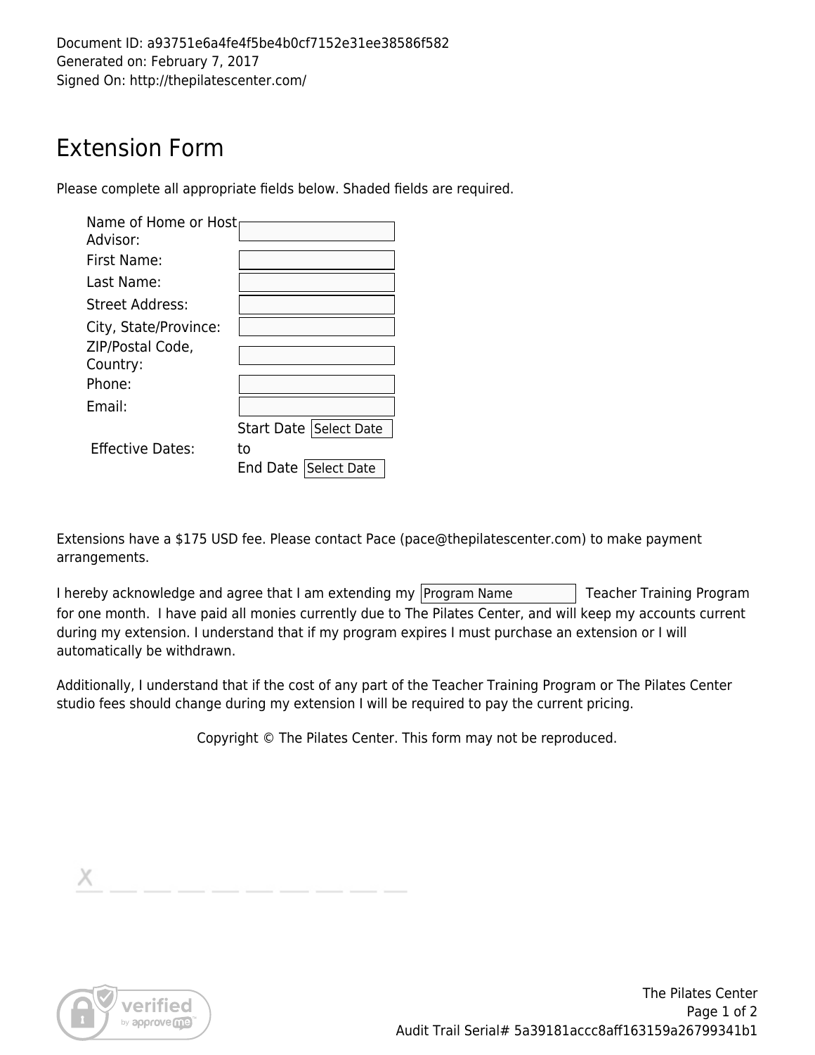Document ID: a93751e6a4fe4f5be4b0cf7152e31ee38586f582
Generated on: February 7, 2017
Signed On: http://thepilatescenter.com/

# Extension Form

Please complete all appropriate fields below. Shaded fields are required.

| | |
|---|---|
| Name of Home or Host Advisor: | |
| First Name: | |
| Last Name: | |
| Street Address: | |
| City, State/Province: | |
| ZIP/Postal Code, Country: | |
| Phone: | |
| Email: | |
| Effective Dates: | Start Date Select Date to End Date Select Date |

Extensions have a $175 USD fee. Please contact Pace (pace@thepilatescenter.com) to make payment arrangements.

I hereby acknowledge and agree that I am extending my Program Name Teacher Training Program for one month. I have paid all monies currently due to The Pilates Center, and will keep my accounts current during my extension. I understand that if my program expires I must purchase an extension or I will automatically be withdrawn.

Additionally, I understand that if the cost of any part of the Teacher Training Program or The Pilates Center studio fees should change during my extension I will be required to pay the current pricing.

Copyright © The Pilates Center. This form may not be reproduced.

X _ _ _ _ _ _ _ _ _ _

Audit Trail Serial# 5a39181accc8aff163159a26799341b1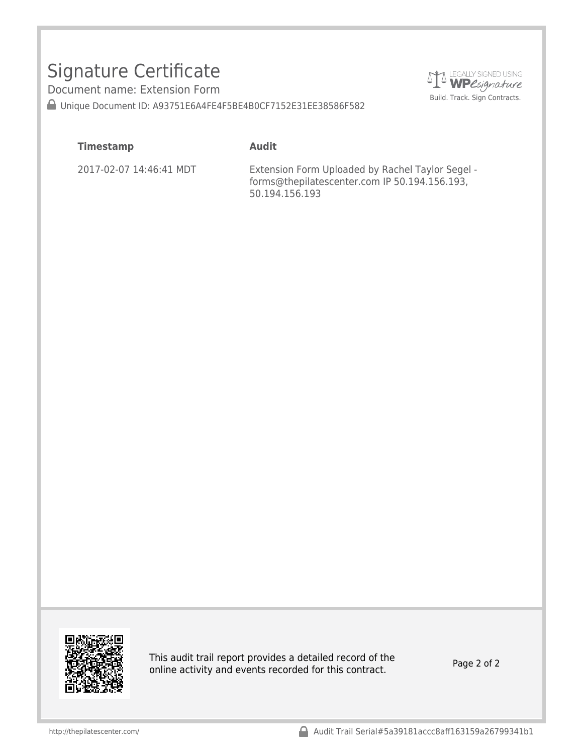# Signature Certificate

Document name: Extension Form

Unique Document ID: A93751E6A4FE4F5BE4B0CF7152E31EE38586F582

LEGALLY SIGNED USING WPesignature

Build. Track. Sign Contracts.

| Timestamp | Audit |
| --- | --- |
| 2017-02-07 14:46:41 MDT | Extension Form Uploaded by Rachel Taylor Segel - forms@thepilatescenter.com IP 50.194.156.193, 50.194.156.193 |

This audit trail report provides a detailed record of the online activity and events recorded for this contract.

http://thepilatescenter.com/

Audit Trail Serial#5a39181accc8aff163159a26799341b1